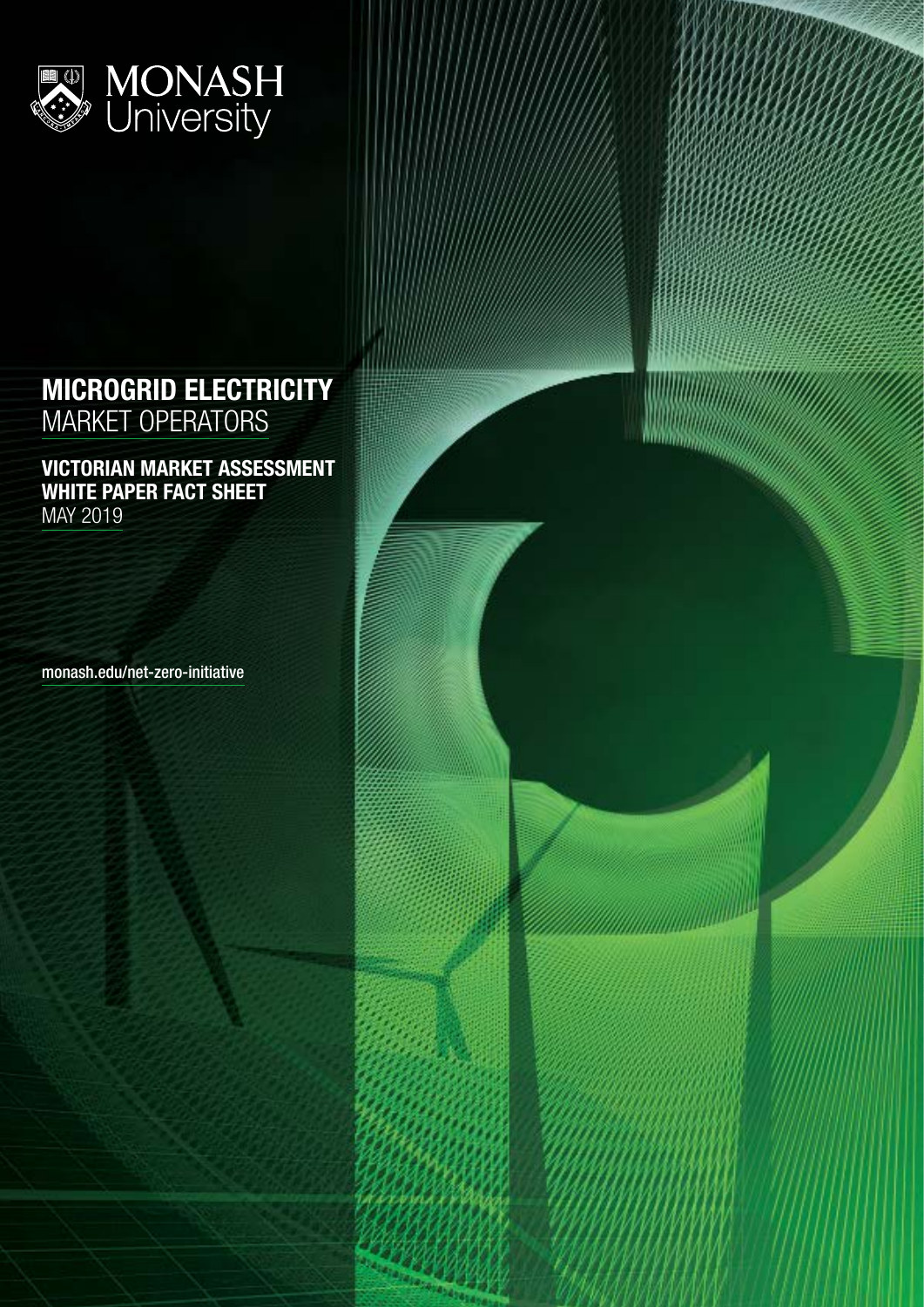MONASH University

# MICROGRID ELECTRICITY MARKET OPERATORS

## VICTORIAN MARKET ASSESSMENT WHITE PAPER FACT SHEET

MAY 2019

monash.edu/net-zero-initiative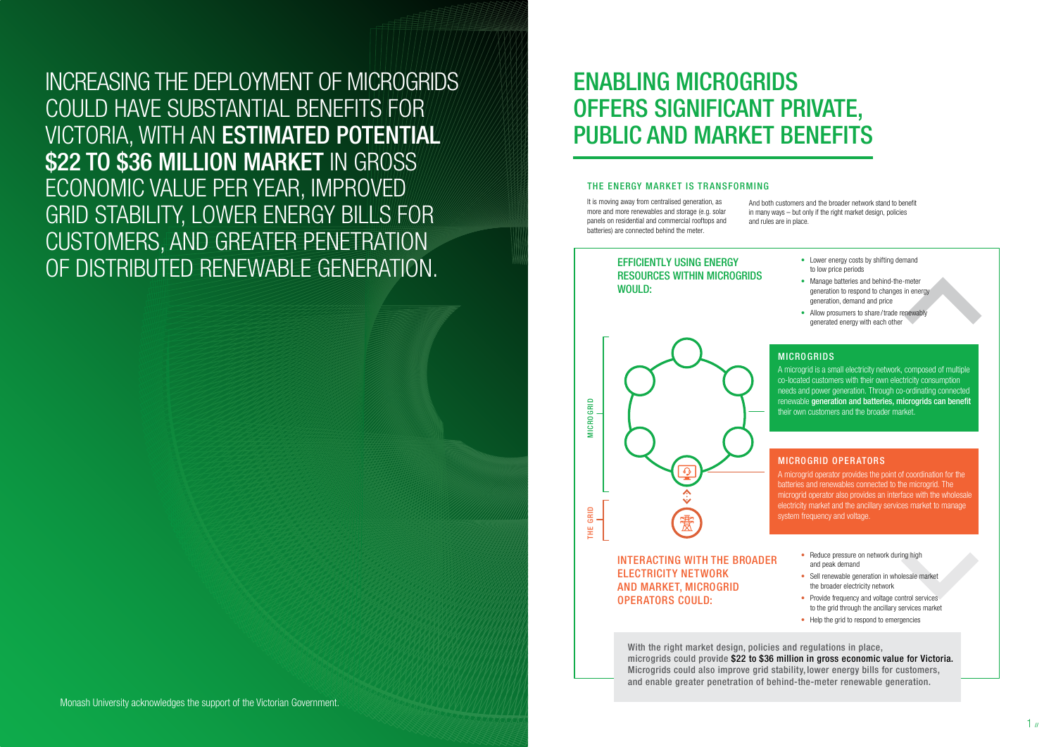INCREASING THE DEPLOYMENT OF MICROGRIDS COULD HAVE SUBSTANTIAL BENEFITS FOR VICTORIA, WITH AN **ESTIMATED POTENTIAL $22 TO $36 MILLION MARKET** IN GROSS ECONOMIC VALUE PER YEAR, IMPROVED GRID STABILITY, LOWER ENERGY BILLS FOR CUSTOMERS, AND GREATER PENETRATION OF DISTRIBUTED RENEWABLE GENERATION.

Monash University acknowledges the support of the Victorian Government.

# ENABLING MICROGRIDS OFFERS SIGNIFICANT PRIVATE, PUBLIC AND MARKET BENEFITS

## THE ENERGY MARKET IS TRANSFORMING

It is moving away from centralised generation, as more and more renewables and storage (e.g. solar panels on residential and commercial rooftops and batteries) are connected behind the meter.

And both customers and the broader network stand to benefit in many ways – but only if the right market design, policies and rules are in place.

### EFFICIENTLY USING ENERGY RESOURCES WITHIN MICROGRIDS WOULD:

- Lower energy costs by shifting demand to low price periods
- Manage batteries and behind-the-meter generation to respond to changes in energy generation, demand and price
- Allow prosumers to share/trade renewably generated energy with each other

### MICROGRIDS

A microgrid is a small electricity network, composed of multiple co-located customers with their own electricity consumption needs and power generation. Through co-ordinating connected renewable **generation and batteries, microgrids can benefit** their own customers and the broader market.

### MICROGRID OPERATORS

A microgrid operator provides the point of coordination for the batteries and renewables connected to the microgrid. The microgrid operator also provides an interface with the wholesale electricity market and the ancillary services market to manage system frequency and voltage.

MICROGRID

THE GRID

### INTERACTING WITH THE BROADER ELECTRICITY NETWORK AND MARKET, MICROGRID OPERATORS COULD:

- Reduce pressure on network during high and peak demand
- Sell renewable generation in wholesale market the broader electricity network
- Provide frequency and voltage control services to the grid through the ancillary services market
- Help the grid to respond to emergencies

With the right market design, policies and regulations in place, microgrids could provide **$22 to $36 million in gross economic value for Victoria.** Microgrids could also improve grid stability, lower energy bills for customers, and enable greater penetration of behind-the-meter renewable generation.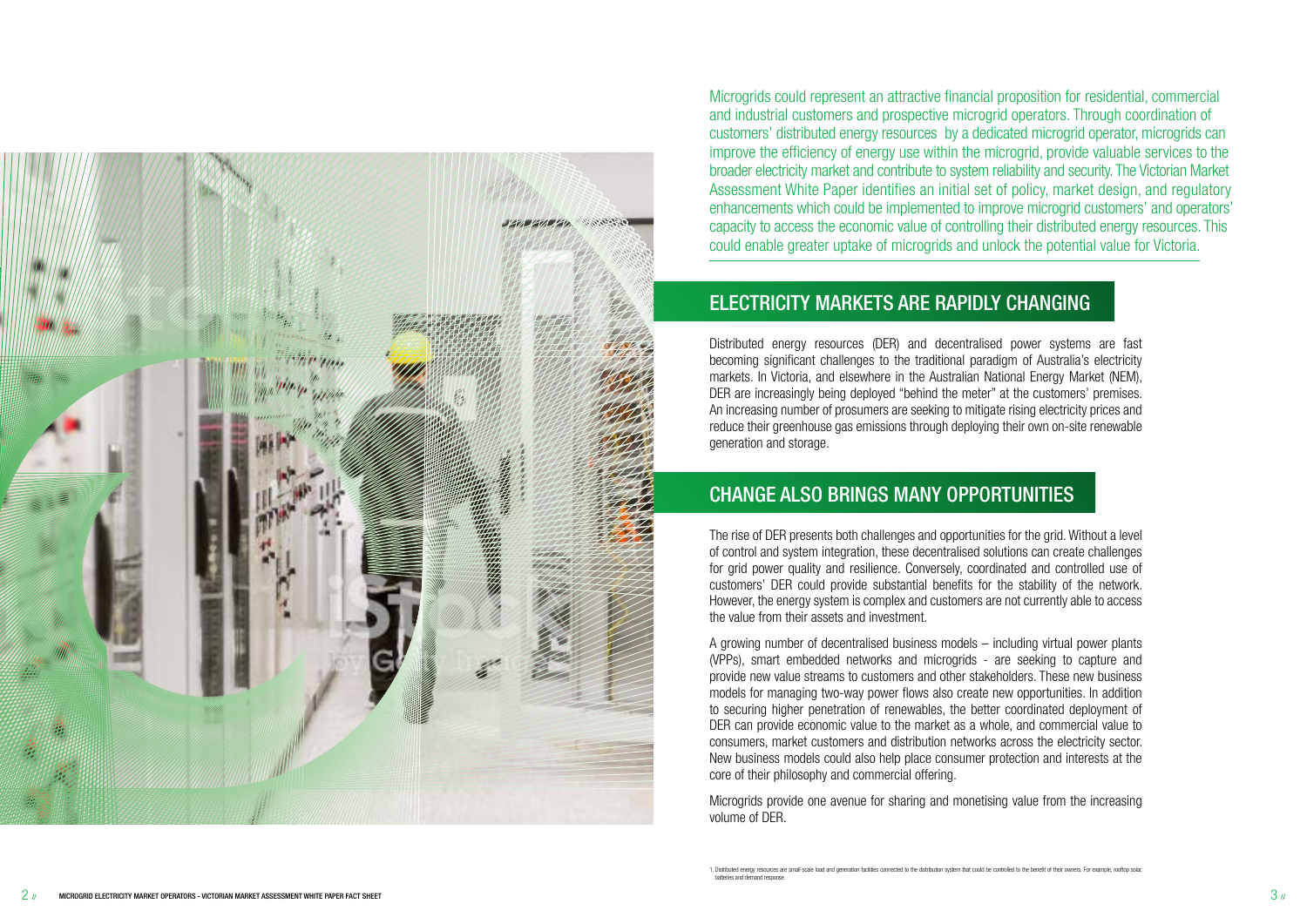Microgrids could represent an attractive financial proposition for residential, commercial and industrial customers and prospective microgrid operators. Through coordination of customers' distributed energy resources by a dedicated microgrid operator, microgrids can improve the efficiency of energy use within the microgrid, provide valuable services to the broader electricity market and contribute to system reliability and security. The Victorian Market Assessment White Paper identifies an initial set of policy, market design, and regulatory enhancements which could be implemented to improve microgrid customers' and operators' capacity to access the economic value of controlling their distributed energy resources. This could enable greater uptake of microgrids and unlock the potential value for Victoria.

## ELECTRICITY MARKETS ARE RAPIDLY CHANGING

Distributed energy resources (DER) and decentralised power systems are fast becoming significant challenges to the traditional paradigm of Australia's electricity markets. In Victoria, and elsewhere in the Australian National Energy Market (NEM), DER are increasingly being deployed "behind the meter" at the customers' premises. An increasing number of prosumers are seeking to mitigate rising electricity prices and reduce their greenhouse gas emissions through deploying their own on-site renewable generation and storage.

## CHANGE ALSO BRINGS MANY OPPORTUNITIES

The rise of DER presents both challenges and opportunities for the grid. Without a level of control and system integration, these decentralised solutions can create challenges for grid power quality and resilience. Conversely, coordinated and controlled use of customers' DER could provide substantial benefits for the stability of the network. However, the energy system is complex and customers are not currently able to access the value from their assets and investment.

A growing number of decentralised business models – including virtual power plants (VPPs), smart embedded networks and microgrids - are seeking to capture and provide new value streams to customers and other stakeholders. These new business models for managing two-way power flows also create new opportunities. In addition to securing higher penetration of renewables, the better coordinated deployment of DER can provide economic value to the market as a whole, and commercial value to consumers, market customers and distribution networks across the electricity sector. New business models could also help place consumer protection and interests at the core of their philosophy and commercial offering.

Microgrids provide one avenue for sharing and monetising value from the increasing volume of DER.

1. Distributed energy resources are small-scale load and generation facilities connected to the distribution system that could be controlled to the benefit of their owners. For example, rooftop solar, batteries and demand response.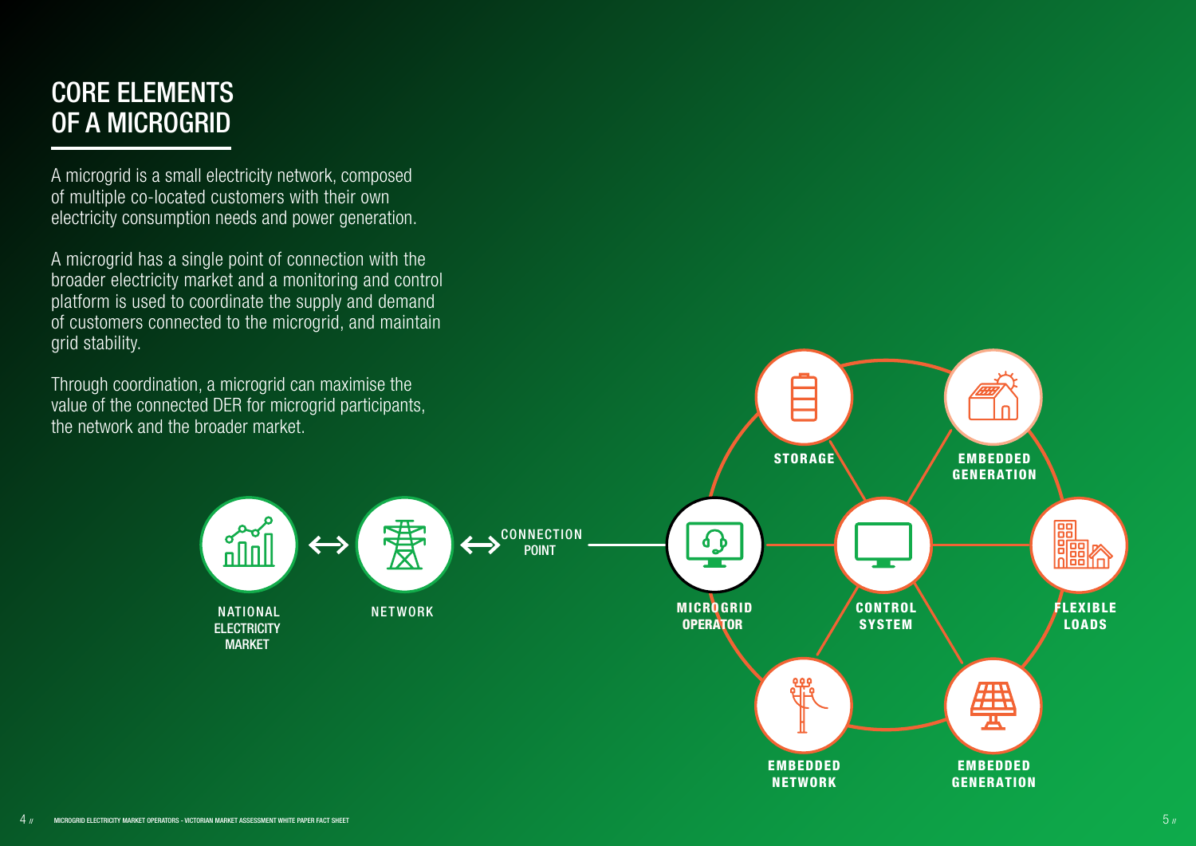# CORE ELEMENTS OF A MICROGRID

A microgrid is a small electricity network, composed of multiple co-located customers with their own electricity consumption needs and power generation.

A microgrid has a single point of connection with the broader electricity market and a monitoring and control platform is used to coordinate the supply and demand of customers connected to the microgrid, and maintain grid stability.

Through coordination, a microgrid can maximise the value of the connected DER for microgrid participants, the network and the broader market.

NATIONAL ELECTRICITY MARKET ↔ NETWORK ↔ CONNECTION POINT

MICROGRID OPERATOR

STORAGE

EMBEDDED GENERATION

CONTROL SYSTEM

FLEXIBLE LOADS

EMBEDDED NETWORK

EMBEDDED GENERATION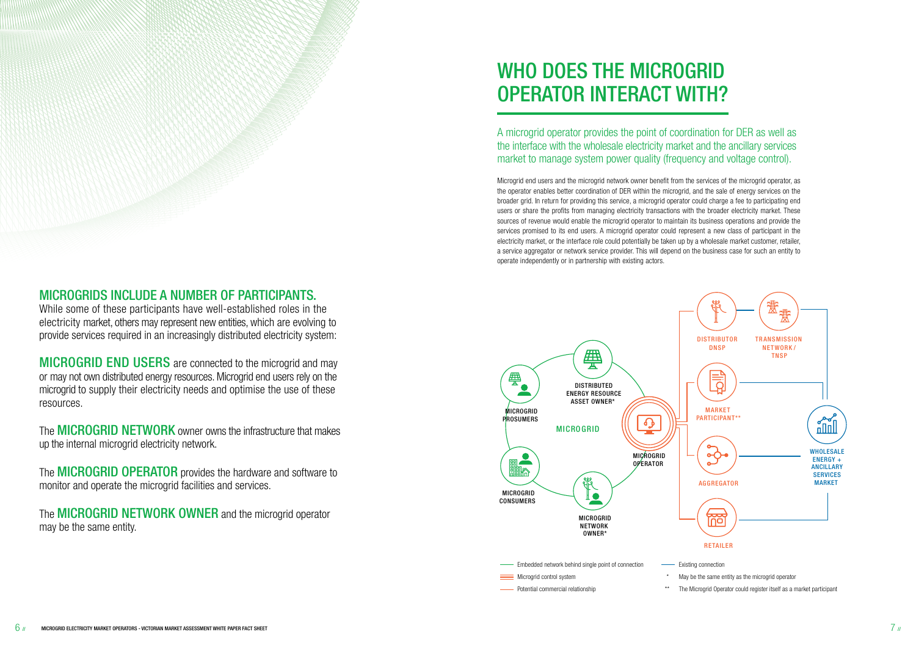## MICROGRIDS INCLUDE A NUMBER OF PARTICIPANTS.

While some of these participants have well-established roles in the electricity market, others may represent new entities, which are evolving to provide services required in an increasingly distributed electricity system:

**MICROGRID END USERS** are connected to the microgrid and may or may not own distributed energy resources. Microgrid end users rely on the microgrid to supply their electricity needs and optimise the use of these resources.

The **MICROGRID NETWORK** owner owns the infrastructure that makes up the internal microgrid electricity network.

The **MICROGRID OPERATOR** provides the hardware and software to monitor and operate the microgrid facilities and services.

The **MICROGRID NETWORK OWNER** and the microgrid operator may be the same entity.

# WHO DOES THE MICROGRID OPERATOR INTERACT WITH?

A microgrid operator provides the point of coordination for DER as well as the interface with the wholesale electricity market and the ancillary services market to manage system power quality (frequency and voltage control).

Microgrid end users and the microgrid network owner benefit from the services of the microgrid operator, as the operator enables better coordination of DER within the microgrid, and the sale of energy services on the broader grid. In return for providing this service, a microgrid operator could charge a fee to participating end users or share the profits from managing electricity transactions with the broader electricity market. These sources of revenue would enable the microgrid operator to maintain its business operations and provide the services promised to its end users. A microgrid operator could represent a new class of participant in the electricity market, or the interface role could potentially be taken up by a wholesale market customer, retailer, a service aggregator or network service provider. This will depend on the business case for such an entity to operate independently or in partnership with existing actors.

MICROGRID: MICROGRID PROSUMERS, DISTRIBUTED ENERGY RESOURCE ASSET OWNER*, MICROGRID CONSUMERS, MICROGRID NETWORK OWNER*, MICROGRID OPERATOR

DISTRIBUTOR DNSP, TRANSMISSION NETWORK / TNSP, MARKET PARTICIPANT**, AGGREGATOR, RETAILER, WHOLESALE ENERGY + ANCILLARY SERVICES MARKET

- Embedded network behind single point of connection
- Microgrid control system
- Potential commercial relationship
- Existing connection

\* May be the same entity as the microgrid operator

\*\* The Microgrid Operator could register itself as a market participant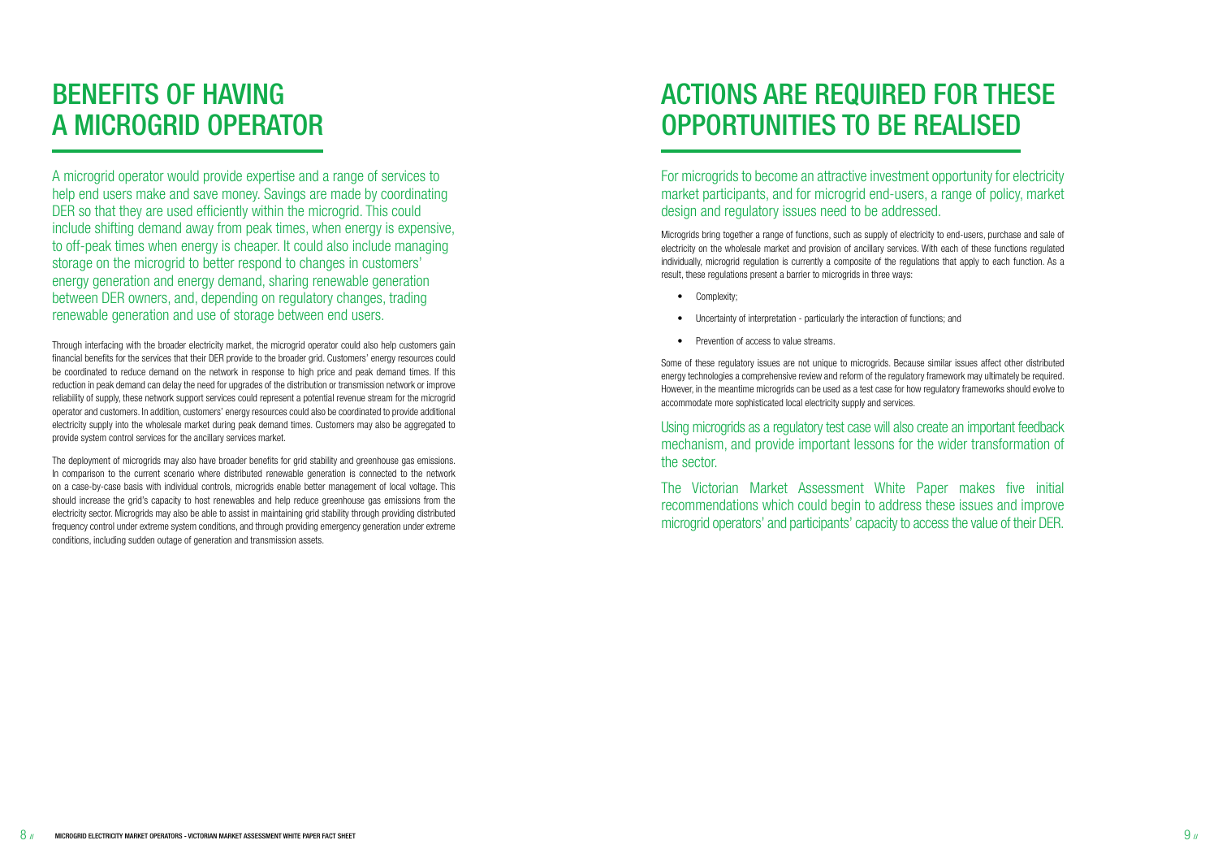# BENEFITS OF HAVING A MICROGRID OPERATOR

A microgrid operator would provide expertise and a range of services to help end users make and save money. Savings are made by coordinating DER so that they are used efficiently within the microgrid. This could include shifting demand away from peak times, when energy is expensive, to off-peak times when energy is cheaper. It could also include managing storage on the microgrid to better respond to changes in customers' energy generation and energy demand, sharing renewable generation between DER owners, and, depending on regulatory changes, trading renewable generation and use of storage between end users.

Through interfacing with the broader electricity market, the microgrid operator could also help customers gain financial benefits for the services that their DER provide to the broader grid. Customers' energy resources could be coordinated to reduce demand on the network in response to high price and peak demand times. If this reduction in peak demand can delay the need for upgrades of the distribution or transmission network or improve reliability of supply, these network support services could represent a potential revenue stream for the microgrid operator and customers. In addition, customers' energy resources could also be coordinated to provide additional electricity supply into the wholesale market during peak demand times. Customers may also be aggregated to provide system control services for the ancillary services market.

The deployment of microgrids may also have broader benefits for grid stability and greenhouse gas emissions. In comparison to the current scenario where distributed renewable generation is connected to the network on a case-by-case basis with individual controls, microgrids enable better management of local voltage. This should increase the grid's capacity to host renewables and help reduce greenhouse gas emissions from the electricity sector. Microgrids may also be able to assist in maintaining grid stability through providing distributed frequency control under extreme system conditions, and through providing emergency generation under extreme conditions, including sudden outage of generation and transmission assets.

# ACTIONS ARE REQUIRED FOR THESE OPPORTUNITIES TO BE REALISED

For microgrids to become an attractive investment opportunity for electricity market participants, and for microgrid end-users, a range of policy, market design and regulatory issues need to be addressed.

Microgrids bring together a range of functions, such as supply of electricity to end-users, purchase and sale of electricity on the wholesale market and provision of ancillary services. With each of these functions regulated individually, microgrid regulation is currently a composite of the regulations that apply to each function. As a result, these regulations present a barrier to microgrids in three ways:

- Complexity;
- Uncertainty of interpretation - particularly the interaction of functions; and
- Prevention of access to value streams.

Some of these regulatory issues are not unique to microgrids. Because similar issues affect other distributed energy technologies a comprehensive review and reform of the regulatory framework may ultimately be required. However, in the meantime microgrids can be used as a test case for how regulatory frameworks should evolve to accommodate more sophisticated local electricity supply and services.

Using microgrids as a regulatory test case will also create an important feedback mechanism, and provide important lessons for the wider transformation of the sector.

The Victorian Market Assessment White Paper makes five initial recommendations which could begin to address these issues and improve microgrid operators' and participants' capacity to access the value of their DER.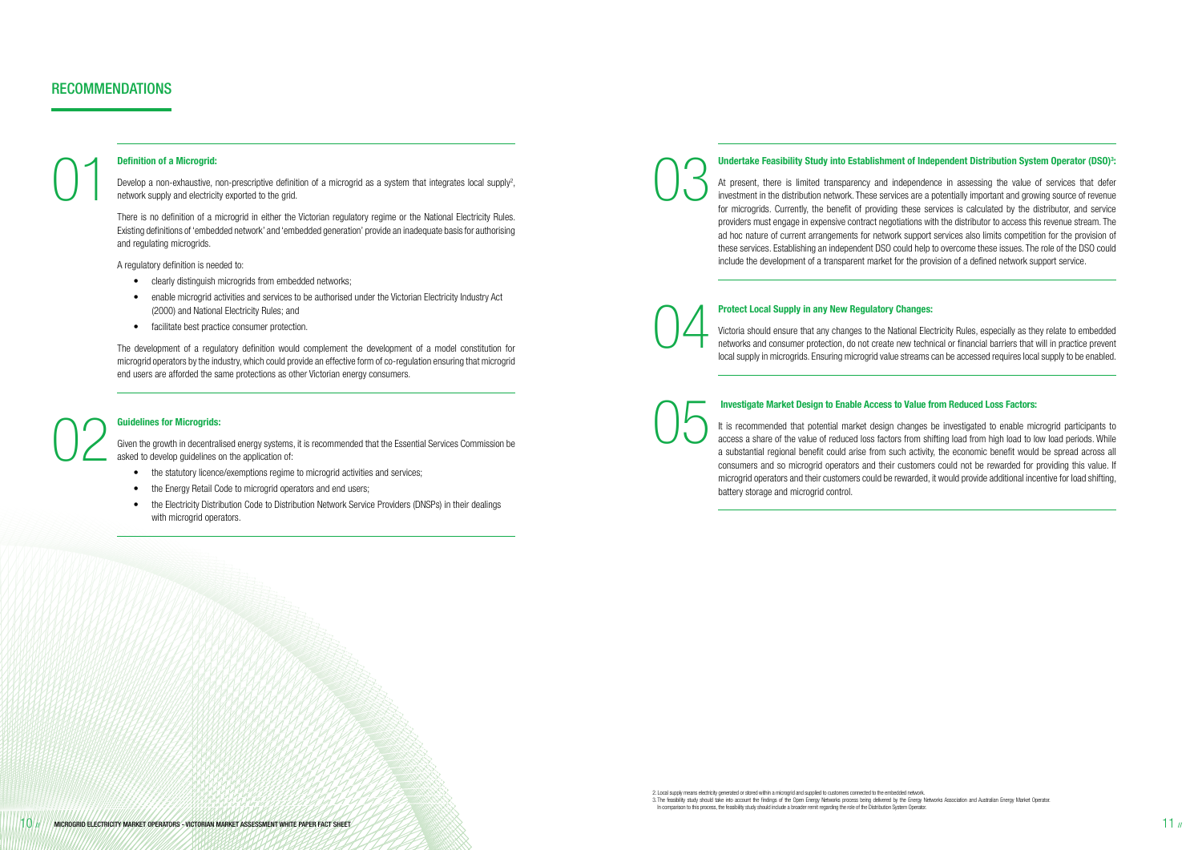# RECOMMENDATIONS

## 01 Definition of a Microgrid:

Develop a non-exhaustive, non-prescriptive definition of a microgrid as a system that integrates local supply[2], network supply and electricity exported to the grid.

There is no definition of a microgrid in either the Victorian regulatory regime or the National Electricity Rules. Existing definitions of 'embedded network' and 'embedded generation' provide an inadequate basis for authorising and regulating microgrids.

A regulatory definition is needed to:

- clearly distinguish microgrids from embedded networks;
- enable microgrid activities and services to be authorised under the Victorian Electricity Industry Act (2000) and National Electricity Rules; and
- facilitate best practice consumer protection.

The development of a regulatory definition would complement the development of a model constitution for microgrid operators by the industry, which could provide an effective form of co-regulation ensuring that microgrid end users are afforded the same protections as other Victorian energy consumers.

## 02 Guidelines for Microgrids:

Given the growth in decentralised energy systems, it is recommended that the Essential Services Commission be asked to develop guidelines on the application of:

- the statutory licence/exemptions regime to microgrid activities and services;
- the Energy Retail Code to microgrid operators and end users;
- the Electricity Distribution Code to Distribution Network Service Providers (DNSPs) in their dealings with microgrid operators.

## 03 Undertake Feasibility Study into Establishment of Independent Distribution System Operator (DSO)[3]:

At present, there is limited transparency and independence in assessing the value of services that defer investment in the distribution network. These services are a potentially important and growing source of revenue for microgrids. Currently, the benefit of providing these services is calculated by the distributor, and service providers must engage in expensive contract negotiations with the distributor to access this revenue stream. The ad hoc nature of current arrangements for network support services also limits competition for the provision of these services. Establishing an independent DSO could help to overcome these issues. The role of the DSO could include the development of a transparent market for the provision of a defined network support service.

## 04 Protect Local Supply in any New Regulatory Changes:

Victoria should ensure that any changes to the National Electricity Rules, especially as they relate to embedded networks and consumer protection, do not create new technical or financial barriers that will in practice prevent local supply in microgrids. Ensuring microgrid value streams can be accessed requires local supply to be enabled.

## 05 Investigate Market Design to Enable Access to Value from Reduced Loss Factors:

It is recommended that potential market design changes be investigated to enable microgrid participants to access a share of the value of reduced loss factors from shifting load from high load to low load periods. While a substantial regional benefit could arise from such activity, the economic benefit would be spread across all consumers and so microgrid operators and their customers could not be rewarded for providing this value. If microgrid operators and their customers could be rewarded, it would provide additional incentive for load shifting, battery storage and microgrid control.

2. Local supply means electricity generated or stored within a microgrid and supplied to customers connected to the embedded network.
3. The feasibility study should take into account the findings of the Open Energy Networks process being delivered by the Energy Networks Association and Australian Energy Market Operator. In comparison to this process, the feasibility study should include a broader remit regarding the role of the Distribution System Operator.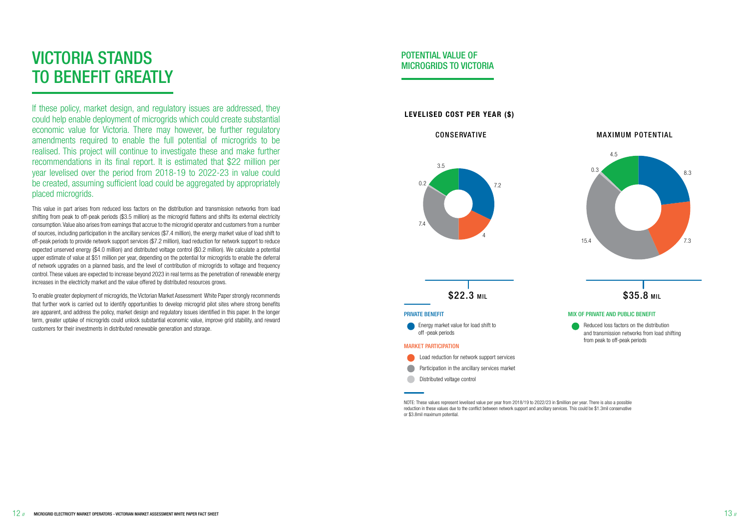# VICTORIA STANDS TO BENEFIT GREATLY

If these policy, market design, and regulatory issues are addressed, they could help enable deployment of microgrids which could create substantial economic value for Victoria. There may however, be further regulatory amendments required to enable the full potential of microgrids to be realised. This project will continue to investigate these and make further recommendations in its final report. It is estimated that $22 million per year levelised over the period from 2018-19 to 2022-23 in value could be created, assuming sufficient load could be aggregated by appropriately placed microgrids.

This value in part arises from reduced loss factors on the distribution and transmission networks from load shifting from peak to off-peak periods ($3.5 million) as the microgrid flattens and shifts its external electricity consumption. Value also arises from earnings that accrue to the microgrid operator and customers from a number of sources, including participation in the ancillary services ($7.4 million), the energy market value of load shift to off-peak periods to provide network support services ($7.2 million), load reduction for network support to reduce expected unserved energy ($4.0 million) and distributed voltage control ($0.2 million). We calculate a potential upper estimate of value at $51 million per year, depending on the potential for microgrids to enable the deferral of network upgrades on a planned basis, and the level of contribution of microgrids to voltage and frequency control. These values are expected to increase beyond 2023 in real terms as the penetration of renewable energy increases in the electricity market and the value offered by distributed resources grows.

To enable greater deployment of microgrids, the Victorian Market Assessment White Paper strongly recommends that further work is carried out to identify opportunities to develop microgrid pilot sites where strong benefits are apparent, and address the policy, market design and regulatory issues identified in this paper. In the longer term, greater uptake of microgrids could unlock substantial economic value, improve grid stability, and reward customers for their investments in distributed renewable generation and storage.

## POTENTIAL VALUE OF MICROGRIDS TO VICTORIA

### LEVELISED COST PER YEAR ($)

| Component | CONSERVATIVE | MAXIMUM POTENTIAL |
|---|---|---|
| Energy market value for load shift to off-peak periods | 7.2 | 8.3 |
| Load reduction for network support services | 4 | 7.3 |
| Participation in the ancillary services market | 7.4 | 15.4 |
| Distributed voltage control | 0.2 | 0.3 |
| Reduced loss factors on the distribution and transmission networks from load shifting from peak to off-peak periods | 3.5 | 4.5 |
| **Total** | **$22.3 MIL** | **$35.8 MIL** |

**PRIVATE BENEFIT**
- Energy market value for load shift to off -peak periods

**MARKET PARTICIPATION**
- Load reduction for network support services
- Participation in the ancillary services market
- Distributed voltage control

**MIX OF PRIVATE AND PUBLIC BENEFIT**
- Reduced loss factors on the distribution and transmission networks from load shifting from peak to off-peak periods

NOTE: These values represent levelised value per year from 2018/19 to 2022/23 in $million per year. There is also a possible reduction in these values due to the conflict between network support and ancillary services. This could be $1.3mil conservative or $3.8mil maximum potential.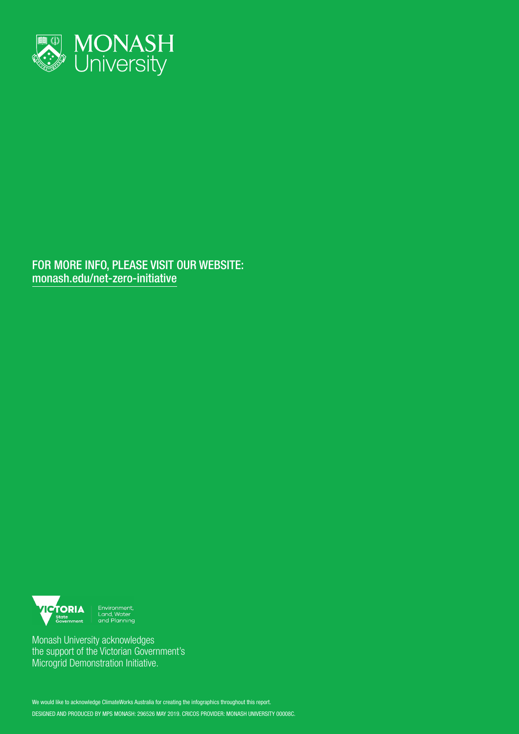FOR MORE INFO, PLEASE VISIT OUR WEBSITE:
monash.edu/net-zero-initiative

Monash University acknowledges the support of the Victorian Government's Microgrid Demonstration Initiative.

We would like to acknowledge ClimateWorks Australia for creating the infographics throughout this report.

DESIGNED AND PRODUCED BY MPS MONASH: 296526 MAY 2019. CRICOS PROVIDER: MONASH UNIVERSITY 00008C.